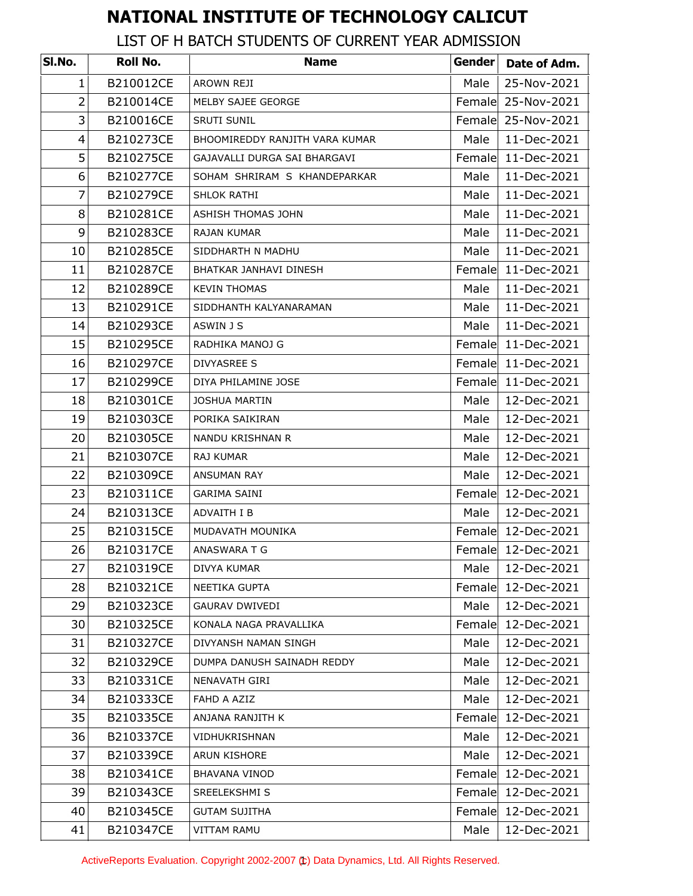# NATIONAL INSTITUTE OF TECHNOLOGY CALICUT

## LIST OF H BATCH STUDENTS OF CURRENT YEAR ADMISSION

| Sl.No. | Roll No. | Name | Gender | Date of Adm. |
|---|---|---|---|---|
| 1 | B210012CE | AROWN REJI | Male | 25-Nov-2021 |
| 2 | B210014CE | MELBY SAJEE GEORGE | Female | 25-Nov-2021 |
| 3 | B210016CE | SRUTI SUNIL | Female | 25-Nov-2021 |
| 4 | B210273CE | BHOOMIREDDY RANJITH VARA KUMAR | Male | 11-Dec-2021 |
| 5 | B210275CE | GAJAVALLI DURGA SAI BHARGAVI | Female | 11-Dec-2021 |
| 6 | B210277CE | SOHAM SHRIRAM S KHANDEPARKAR | Male | 11-Dec-2021 |
| 7 | B210279CE | SHLOK RATHI | Male | 11-Dec-2021 |
| 8 | B210281CE | ASHISH THOMAS JOHN | Male | 11-Dec-2021 |
| 9 | B210283CE | RAJAN KUMAR | Male | 11-Dec-2021 |
| 10 | B210285CE | SIDDHARTH N MADHU | Male | 11-Dec-2021 |
| 11 | B210287CE | BHATKAR JANHAVI DINESH | Female | 11-Dec-2021 |
| 12 | B210289CE | KEVIN THOMAS | Male | 11-Dec-2021 |
| 13 | B210291CE | SIDDHANTH KALYANARAMAN | Male | 11-Dec-2021 |
| 14 | B210293CE | ASWIN J S | Male | 11-Dec-2021 |
| 15 | B210295CE | RADHIKA MANOJ G | Female | 11-Dec-2021 |
| 16 | B210297CE | DIVYASREE S | Female | 11-Dec-2021 |
| 17 | B210299CE | DIYA PHILAMINE JOSE | Female | 11-Dec-2021 |
| 18 | B210301CE | JOSHUA MARTIN | Male | 12-Dec-2021 |
| 19 | B210303CE | PORIKA SAIKIRAN | Male | 12-Dec-2021 |
| 20 | B210305CE | NANDU KRISHNAN R | Male | 12-Dec-2021 |
| 21 | B210307CE | RAJ KUMAR | Male | 12-Dec-2021 |
| 22 | B210309CE | ANSUMAN RAY | Male | 12-Dec-2021 |
| 23 | B210311CE | GARIMA SAINI | Female | 12-Dec-2021 |
| 24 | B210313CE | ADVAITH I B | Male | 12-Dec-2021 |
| 25 | B210315CE | MUDAVATH MOUNIKA | Female | 12-Dec-2021 |
| 26 | B210317CE | ANASWARA T G | Female | 12-Dec-2021 |
| 27 | B210319CE | DIVYA KUMAR | Male | 12-Dec-2021 |
| 28 | B210321CE | NEETIKA GUPTA | Female | 12-Dec-2021 |
| 29 | B210323CE | GAURAV DWIVEDI | Male | 12-Dec-2021 |
| 30 | B210325CE | KONALA NAGA PRAVALLIKA | Female | 12-Dec-2021 |
| 31 | B210327CE | DIVYANSH NAMAN SINGH | Male | 12-Dec-2021 |
| 32 | B210329CE | DUMPA DANUSH SAINADH REDDY | Male | 12-Dec-2021 |
| 33 | B210331CE | NENAVATH GIRI | Male | 12-Dec-2021 |
| 34 | B210333CE | FAHD A AZIZ | Male | 12-Dec-2021 |
| 35 | B210335CE | ANJANA RANJITH K | Female | 12-Dec-2021 |
| 36 | B210337CE | VIDHUKRISHNAN | Male | 12-Dec-2021 |
| 37 | B210339CE | ARUN KISHORE | Male | 12-Dec-2021 |
| 38 | B210341CE | BHAVANA VINOD | Female | 12-Dec-2021 |
| 39 | B210343CE | SREELEKSHMI S | Female | 12-Dec-2021 |
| 40 | B210345CE | GUTAM SUJITHA | Female | 12-Dec-2021 |
| 41 | B210347CE | VITTAM RAMU | Male | 12-Dec-2021 |

ActiveReports Evaluation. Copyright 2002-2007 (c) Data Dynamics, Ltd. All Rights Reserved.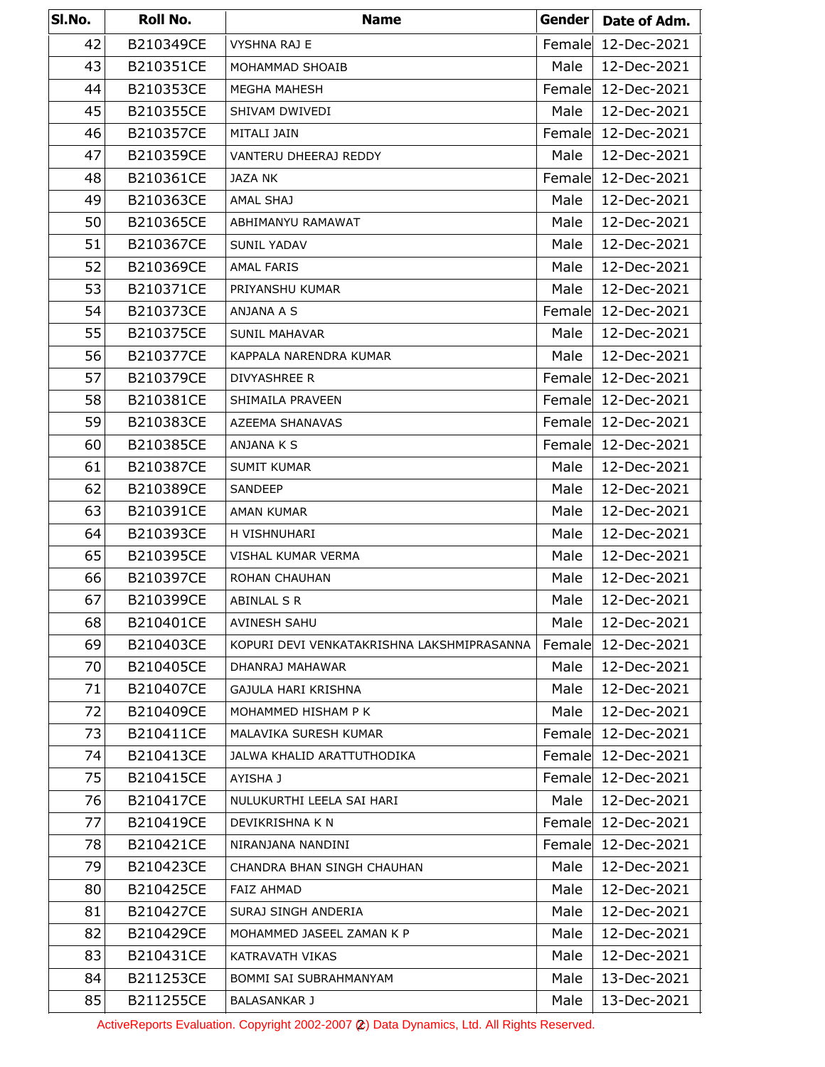| Sl.No. | Roll No. | Name | Gender | Date of Adm. |
|---|---|---|---|---|
| 42 | B210349CE | VYSHNA RAJ E | Female | 12-Dec-2021 |
| 43 | B210351CE | MOHAMMAD SHOAIB | Male | 12-Dec-2021 |
| 44 | B210353CE | MEGHA MAHESH | Female | 12-Dec-2021 |
| 45 | B210355CE | SHIVAM DWIVEDI | Male | 12-Dec-2021 |
| 46 | B210357CE | MITALI JAIN | Female | 12-Dec-2021 |
| 47 | B210359CE | VANTERU DHEERAJ REDDY | Male | 12-Dec-2021 |
| 48 | B210361CE | JAZA NK | Female | 12-Dec-2021 |
| 49 | B210363CE | AMAL SHAJ | Male | 12-Dec-2021 |
| 50 | B210365CE | ABHIMANYU RAMAWAT | Male | 12-Dec-2021 |
| 51 | B210367CE | SUNIL YADAV | Male | 12-Dec-2021 |
| 52 | B210369CE | AMAL FARIS | Male | 12-Dec-2021 |
| 53 | B210371CE | PRIYANSHU KUMAR | Male | 12-Dec-2021 |
| 54 | B210373CE | ANJANA A S | Female | 12-Dec-2021 |
| 55 | B210375CE | SUNIL MAHAVAR | Male | 12-Dec-2021 |
| 56 | B210377CE | KAPPALA NARENDRA KUMAR | Male | 12-Dec-2021 |
| 57 | B210379CE | DIVYASHREE R | Female | 12-Dec-2021 |
| 58 | B210381CE | SHIMAILA PRAVEEN | Female | 12-Dec-2021 |
| 59 | B210383CE | AZEEMA SHANAVAS | Female | 12-Dec-2021 |
| 60 | B210385CE | ANJANA K S | Female | 12-Dec-2021 |
| 61 | B210387CE | SUMIT KUMAR | Male | 12-Dec-2021 |
| 62 | B210389CE | SANDEEP | Male | 12-Dec-2021 |
| 63 | B210391CE | AMAN KUMAR | Male | 12-Dec-2021 |
| 64 | B210393CE | H VISHNUHARI | Male | 12-Dec-2021 |
| 65 | B210395CE | VISHAL KUMAR VERMA | Male | 12-Dec-2021 |
| 66 | B210397CE | ROHAN CHAUHAN | Male | 12-Dec-2021 |
| 67 | B210399CE | ABINLAL S R | Male | 12-Dec-2021 |
| 68 | B210401CE | AVINESH SAHU | Male | 12-Dec-2021 |
| 69 | B210403CE | KOPURI DEVI VENKATAKRISHNA LAKSHMIPRASANNA | Female | 12-Dec-2021 |
| 70 | B210405CE | DHANRAJ MAHAWAR | Male | 12-Dec-2021 |
| 71 | B210407CE | GAJULA HARI KRISHNA | Male | 12-Dec-2021 |
| 72 | B210409CE | MOHAMMED HISHAM P K | Male | 12-Dec-2021 |
| 73 | B210411CE | MALAVIKA SURESH KUMAR | Female | 12-Dec-2021 |
| 74 | B210413CE | JALWA KHALID ARATTUTHODIKA | Female | 12-Dec-2021 |
| 75 | B210415CE | AYISHA J | Female | 12-Dec-2021 |
| 76 | B210417CE | NULUKURTHI LEELA SAI HARI | Male | 12-Dec-2021 |
| 77 | B210419CE | DEVIKRISHNA K N | Female | 12-Dec-2021 |
| 78 | B210421CE | NIRANJANA NANDINI | Female | 12-Dec-2021 |
| 79 | B210423CE | CHANDRA BHAN SINGH CHAUHAN | Male | 12-Dec-2021 |
| 80 | B210425CE | FAIZ AHMAD | Male | 12-Dec-2021 |
| 81 | B210427CE | SURAJ SINGH ANDERIA | Male | 12-Dec-2021 |
| 82 | B210429CE | MOHAMMED JASEEL ZAMAN K P | Male | 12-Dec-2021 |
| 83 | B210431CE | KATRAVATH VIKAS | Male | 12-Dec-2021 |
| 84 | B211253CE | BOMMI SAI SUBRAHMANYAM | Male | 13-Dec-2021 |
| 85 | B211255CE | BALASANKAR J | Male | 13-Dec-2021 |

ActiveReports Evaluation. Copyright 2002-2007 (c) Data Dynamics, Ltd. All Rights Reserved.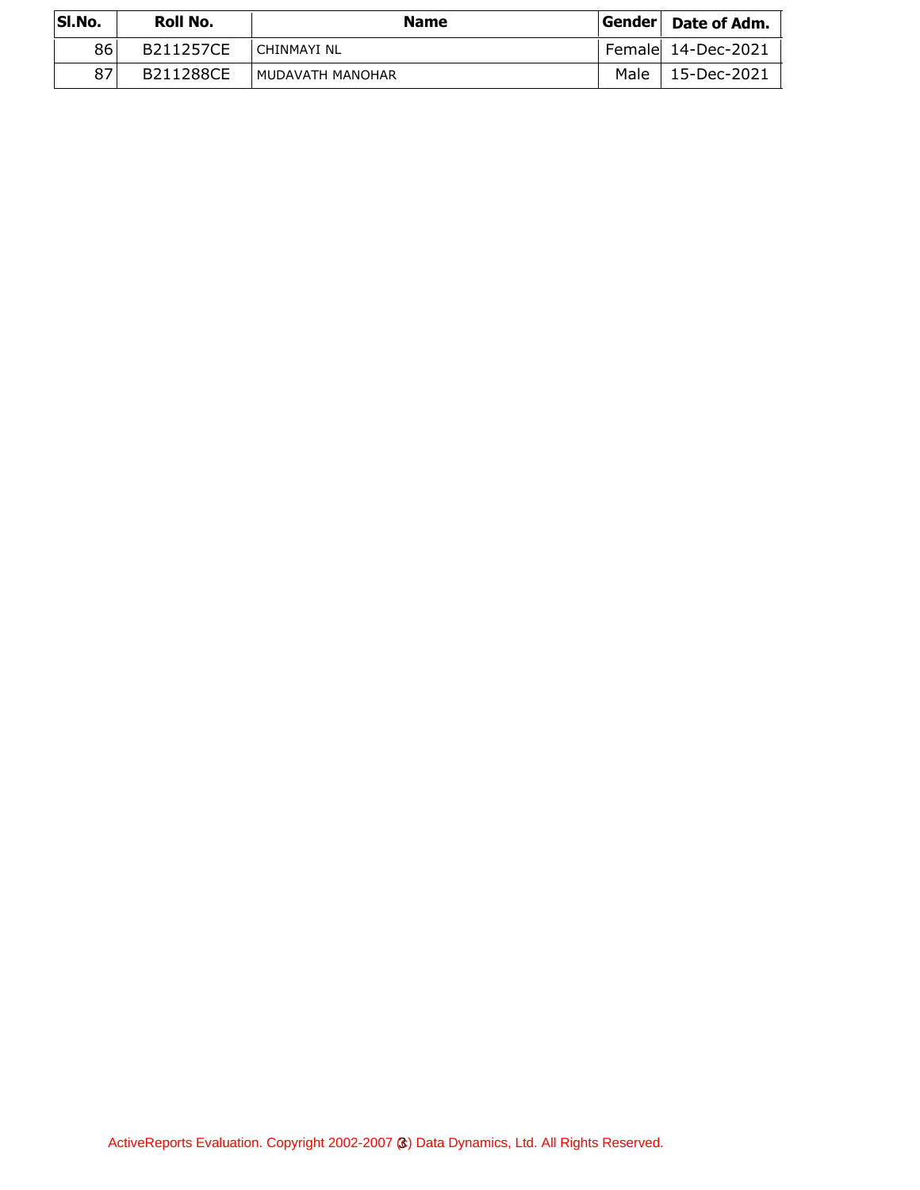| Sl.No. | Roll No. | Name | Gender | Date of Adm. |
|---|---|---|---|---|
| 86 | B211257CE | CHINMAYI NL | Female | 14-Dec-2021 |
| 87 | B211288CE | MUDAVATH MANOHAR | Male | 15-Dec-2021 |

ActiveReports Evaluation. Copyright 2002-2007 (c) Data Dynamics, Ltd. All Rights Reserved.